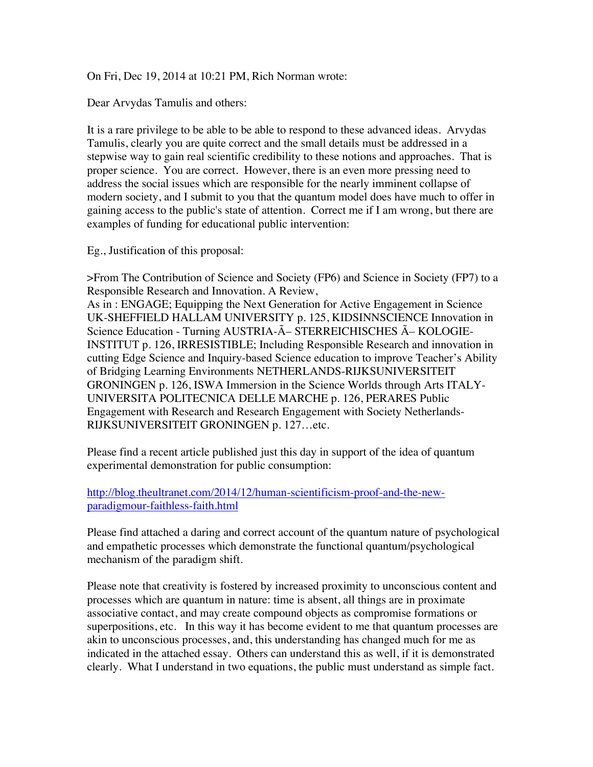On Fri, Dec 19, 2014 at 10:21 PM, Rich Norman wrote:

Dear Arvydas Tamulis and others:

It is a rare privilege to be able to be able to respond to these advanced ideas. Arvydas Tamulis, clearly you are quite correct and the small details must be addressed in a stepwise way to gain real scientific credibility to these notions and approaches. That is proper science. You are correct. However, there is an even more pressing need to address the social issues which are responsible for the nearly imminent collapse of modern society, and I submit to you that the quantum model does have much to offer in gaining access to the public's state of attention. Correct me if I am wrong, but there are examples of funding for educational public intervention:

Eg., Justification of this proposal:

>From The Contribution of Science and Society (FP6) and Science in Society (FP7) to a Responsible Research and Innovation. A Review,
As in : ENGAGE; Equipping the Next Generation for Active Engagement in Science UK-SHEFFIELD HALLAM UNIVERSITY p. 125, KIDSINNSCIENCE Innovation in Science Education - Turning AUSTRIA-Ã– STERREICHISCHES Ã– KOLOGIE-INSTITUT p. 126, IRRESISTIBLE; Including Responsible Research and innovation in cutting Edge Science and Inquiry-based Science education to improve Teacher's Ability of Bridging Learning Environments NETHERLANDS-RIJKSUNIVERSITEIT GRONINGEN p. 126, ISWA Immersion in the Science Worlds through Arts ITALY-UNIVERSITA POLITECNICA DELLE MARCHE p. 126, PERARES Public Engagement with Research and Research Engagement with Society Netherlands-RIJKSUNIVERSITEIT GRONINGEN p. 127…etc.

Please find a recent article published just this day in support of the idea of quantum experimental demonstration for public consumption:

http://blog.theultranet.com/2014/12/human-scientificism-proof-and-the-new-paradigmour-faithless-faith.html

Please find attached a daring and correct account of the quantum nature of psychological and empathetic processes which demonstrate the functional quantum/psychological mechanism of the paradigm shift.

Please note that creativity is fostered by increased proximity to unconscious content and processes which are quantum in nature: time is absent, all things are in proximate associative contact, and may create compound objects as compromise formations or superpositions, etc. In this way it has become evident to me that quantum processes are akin to unconscious processes, and, this understanding has changed much for me as indicated in the attached essay. Others can understand this as well, if it is demonstrated clearly. What I understand in two equations, the public must understand as simple fact.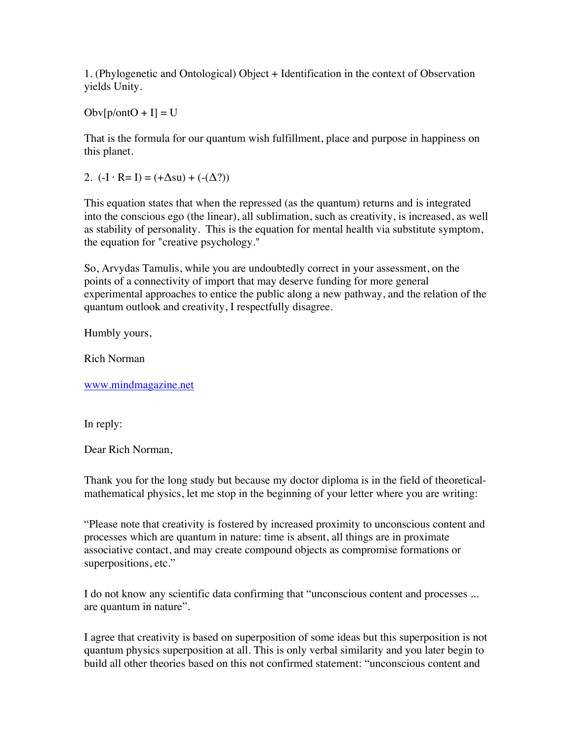1. (Phylogenetic and Ontological) Object + Identification in the context of Observation yields Unity.

$Obv[p/ontO + I] = U$

That is the formula for our quantum wish fulfillment, place and purpose in happiness on this planet.

2. $(-I \cdot R= I) = (+\Delta su) + (-(\Delta ?))$

This equation states that when the repressed (as the quantum) returns and is integrated into the conscious ego (the linear), all sublimation, such as creativity, is increased, as well as stability of personality. This is the equation for mental health via substitute symptom, the equation for "creative psychology."

So, Arvydas Tamulis, while you are undoubtedly correct in your assessment, on the points of a connectivity of import that may deserve funding for more general experimental approaches to entice the public along a new pathway, and the relation of the quantum outlook and creativity, I respectfully disagree.

Humbly yours,

Rich Norman

www.mindmagazine.net

In reply:

Dear Rich Norman,

Thank you for the long study but because my doctor diploma is in the field of theoretical-mathematical physics, let me stop in the beginning of your letter where you are writing:

"Please note that creativity is fostered by increased proximity to unconscious content and processes which are quantum in nature: time is absent, all things are in proximate associative contact, and may create compound objects as compromise formations or superpositions, etc."

I do not know any scientific data confirming that "unconscious content and processes ... are quantum in nature".

I agree that creativity is based on superposition of some ideas but this superposition is not quantum physics superposition at all. This is only verbal similarity and you later begin to build all other theories based on this not confirmed statement: "unconscious content and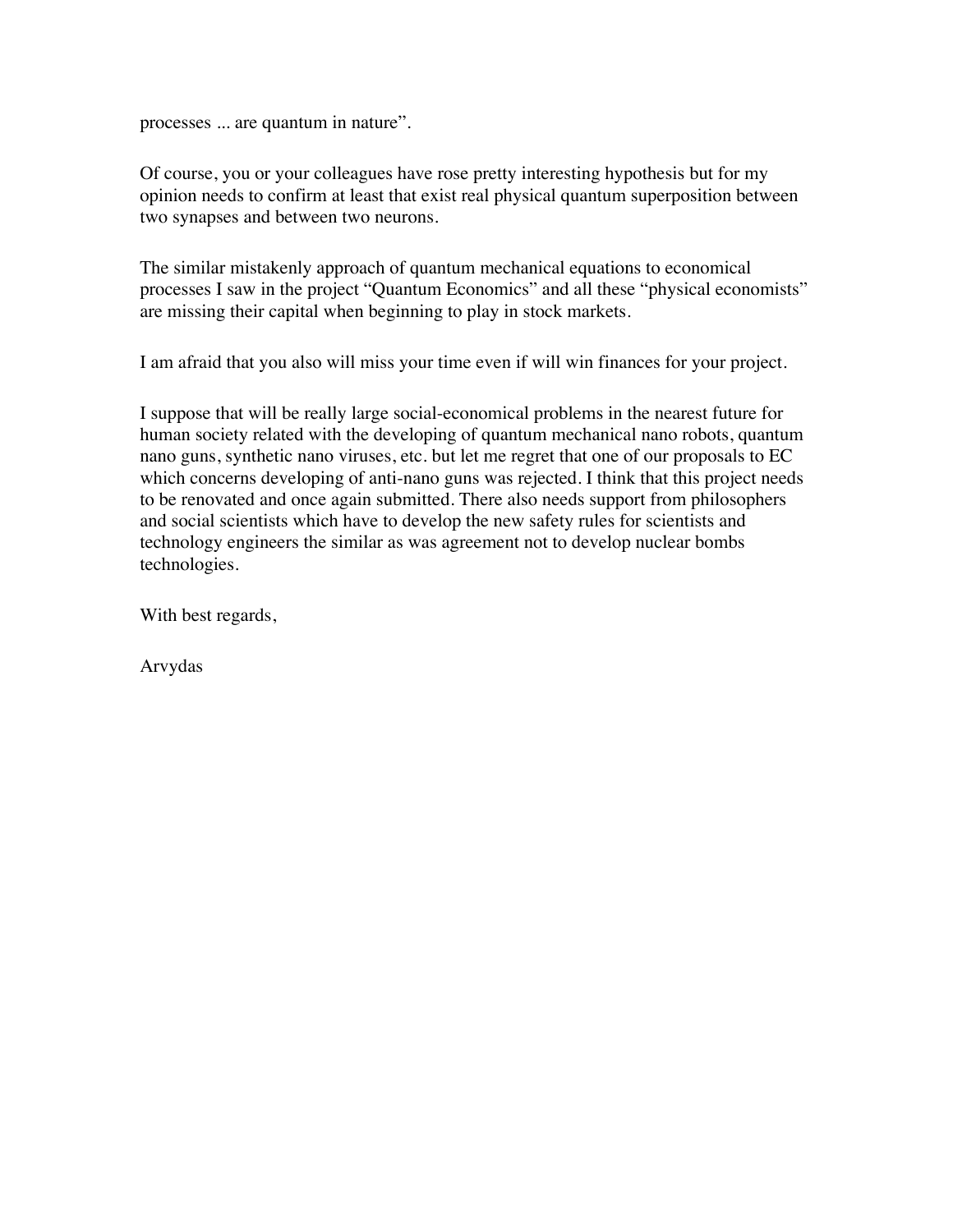processes ... are quantum in nature".

Of course, you or your colleagues have rose pretty interesting hypothesis but for my opinion needs to confirm at least that exist real physical quantum superposition between two synapses and between two neurons.

The similar mistakenly approach of quantum mechanical equations to economical processes I saw in the project "Quantum Economics" and all these "physical economists" are missing their capital when beginning to play in stock markets.

I am afraid that you also will miss your time even if will win finances for your project.

I suppose that will be really large social-economical problems in the nearest future for human society related with the developing of quantum mechanical nano robots, quantum nano guns, synthetic nano viruses, etc. but let me regret that one of our proposals to EC which concerns developing of anti-nano guns was rejected. I think that this project needs to be renovated and once again submitted. There also needs support from philosophers and social scientists which have to develop the new safety rules for scientists and technology engineers the similar as was agreement not to develop nuclear bombs technologies.

With best regards,

Arvydas